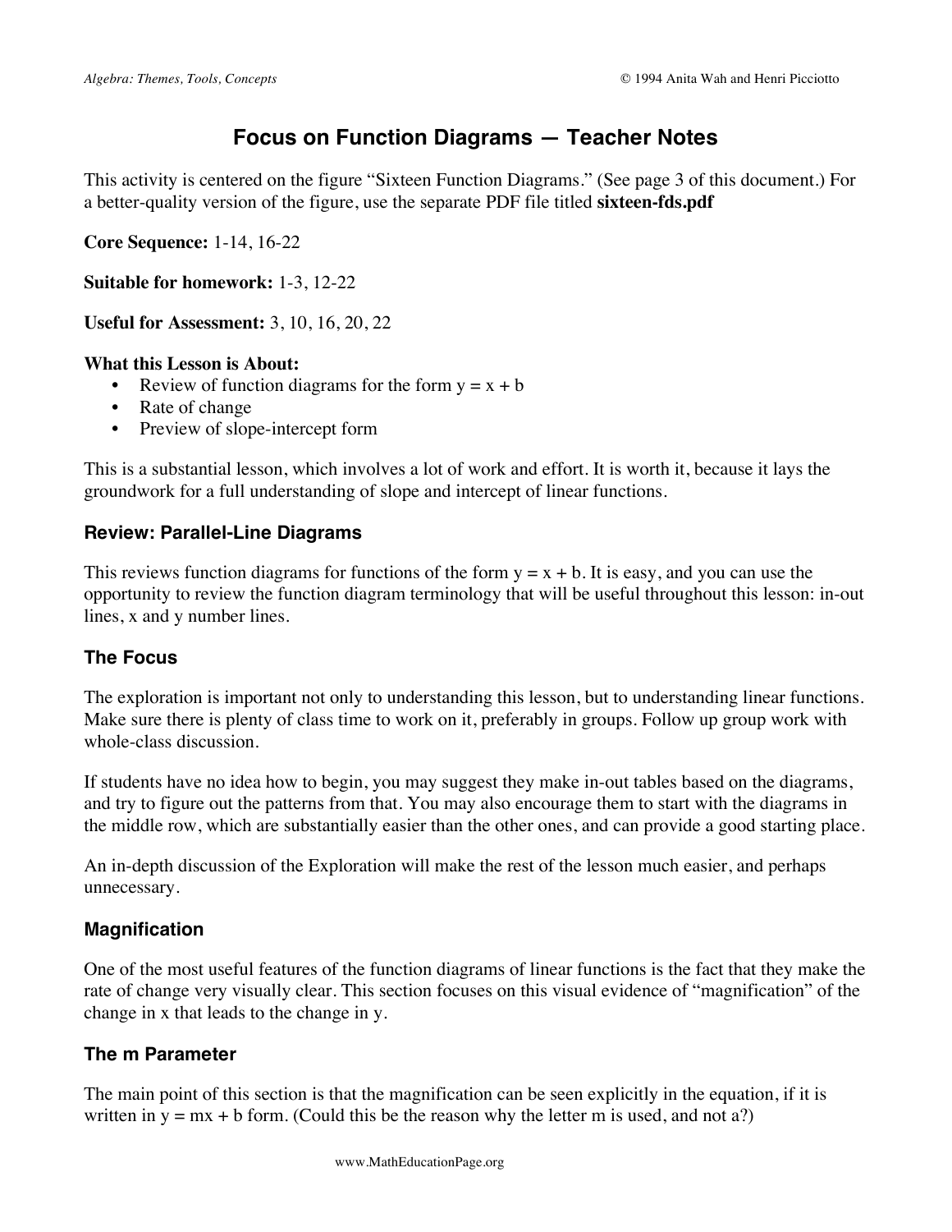# Focus on Function Diagrams — Teacher Notes

This activity is centered on the figure "Sixteen Function Diagrams." (See page 3 of this document.) For a better-quality version of the figure, use the separate PDF file titled **sixteen-fds.pdf**

**Core Sequence:** 1-14, 16-22

**Suitable for homework:** 1-3, 12-22

**Useful for Assessment:** 3, 10, 16, 20, 22

**What this Lesson is About:**

- Review of function diagrams for the form $y = x + b$
- Rate of change
- Preview of slope-intercept form

This is a substantial lesson, which involves a lot of work and effort. It is worth it, because it lays the groundwork for a full understanding of slope and intercept of linear functions.

### Review: Parallel-Line Diagrams

This reviews function diagrams for functions of the form $y = x + b$. It is easy, and you can use the opportunity to review the function diagram terminology that will be useful throughout this lesson: in-out lines, x and y number lines.

### The Focus

The exploration is important not only to understanding this lesson, but to understanding linear functions. Make sure there is plenty of class time to work on it, preferably in groups. Follow up group work with whole-class discussion.

If students have no idea how to begin, you may suggest they make in-out tables based on the diagrams, and try to figure out the patterns from that. You may also encourage them to start with the diagrams in the middle row, which are substantially easier than the other ones, and can provide a good starting place.

An in-depth discussion of the Exploration will make the rest of the lesson much easier, and perhaps unnecessary.

### Magnification

One of the most useful features of the function diagrams of linear functions is the fact that they make the rate of change very visually clear. This section focuses on this visual evidence of "magnification" of the change in x that leads to the change in y.

### The m Parameter

The main point of this section is that the magnification can be seen explicitly in the equation, if it is written in $y = mx + b$ form. (Could this be the reason why the letter m is used, and not a?)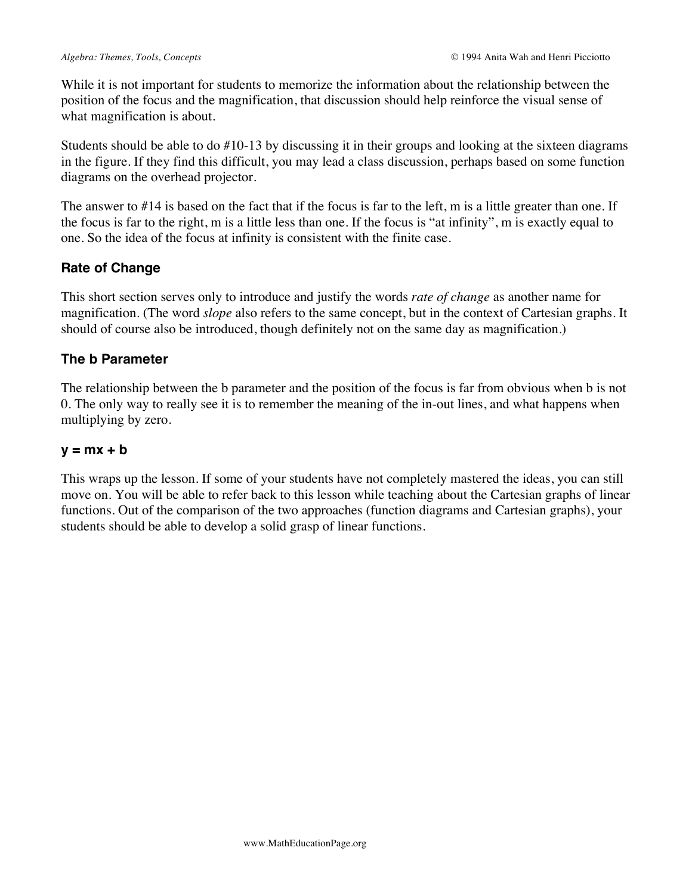While it is not important for students to memorize the information about the relationship between the position of the focus and the magnification, that discussion should help reinforce the visual sense of what magnification is about.

Students should be able to do #10-13 by discussing it in their groups and looking at the sixteen diagrams in the figure. If they find this difficult, you may lead a class discussion, perhaps based on some function diagrams on the overhead projector.

The answer to #14 is based on the fact that if the focus is far to the left, $m$ is a little greater than one. If the focus is far to the right, $m$ is a little less than one. If the focus is "at infinity", $m$ is exactly equal to one. So the idea of the focus at infinity is consistent with the finite case.

### Rate of Change

This short section serves only to introduce and justify the words *rate of change* as another name for magnification. (The word *slope* also refers to the same concept, but in the context of Cartesian graphs. It should of course also be introduced, though definitely not on the same day as magnification.)

### The b Parameter

The relationship between the $b$ parameter and the position of the focus is far from obvious when $b$ is not 0. The only way to really see it is to remember the meaning of the in-out lines, and what happens when multiplying by zero.

### $y = mx + b$

This wraps up the lesson. If some of your students have not completely mastered the ideas, you can still move on. You will be able to refer back to this lesson while teaching about the Cartesian graphs of linear functions. Out of the comparison of the two approaches (function diagrams and Cartesian graphs), your students should be able to develop a solid grasp of linear functions.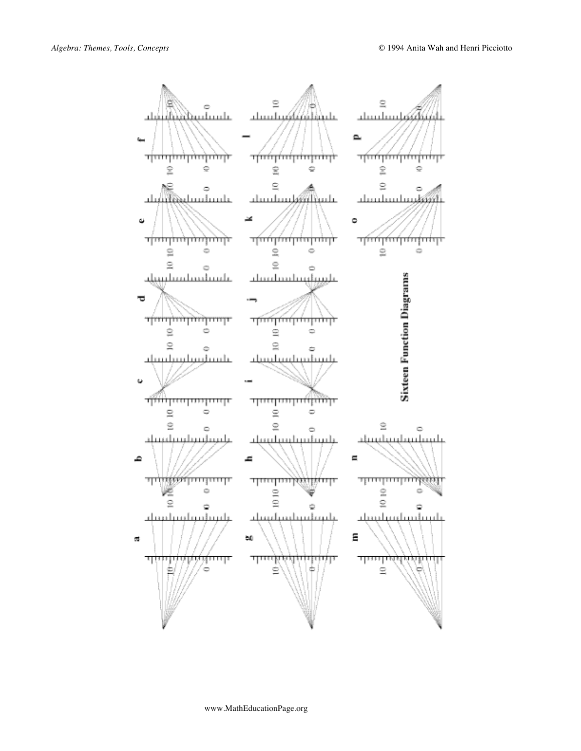**Sixteen Function Diagrams**

a

10 0

b

10 10 0 10 0

c

10 10 0 10 0

d

10 10 0 10 0

e

10 10 0 10 0

f

10 10 0 10 0

g

10 0 10 0

h

10 10 0 10 0

i

10 10 0 10 0

j

10 10 0 10 0

k

10 10 0 10 0

l

10 10 0 10 0

m

10 0 10 0

n

10 10 0 10 0

o

10 0 10 0

p

10 10 0 10 0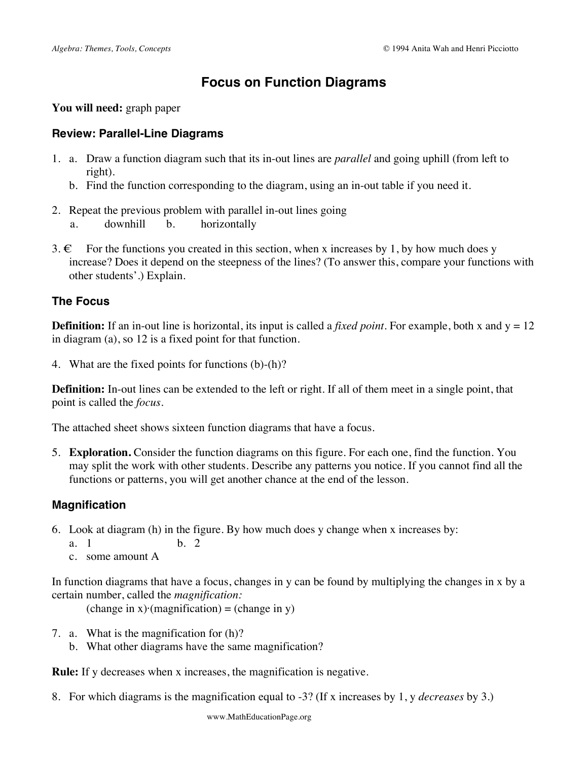# Focus on Function Diagrams

**You will need:** graph paper

## Review: Parallel-Line Diagrams

1. a. Draw a function diagram such that its in-out lines are *parallel* and going uphill (from left to right).
   b. Find the function corresponding to the diagram, using an in-out table if you need it.

2. Repeat the previous problem with parallel in-out lines going
   a. downhill   b. horizontally

3. € For the functions you created in this section, when x increases by 1, by how much does y increase? Does it depend on the steepness of the lines? (To answer this, compare your functions with other students'.) Explain.

## The Focus

**Definition:** If an in-out line is horizontal, its input is called a *fixed point*. For example, both x and y = 12 in diagram (a), so 12 is a fixed point for that function.

4. What are the fixed points for functions (b)-(h)?

**Definition:** In-out lines can be extended to the left or right. If all of them meet in a single point, that point is called the *focus*.

The attached sheet shows sixteen function diagrams that have a focus.

5. **Exploration.** Consider the function diagrams on this figure. For each one, find the function. You may split the work with other students. Describe any patterns you notice. If you cannot find all the functions or patterns, you will get another chance at the end of the lesson.

## Magnification

6. Look at diagram (h) in the figure. By how much does y change when x increases by:
   a. 1   b. 2
   c. some amount A

In function diagrams that have a focus, changes in y can be found by multiplying the changes in x by a certain number, called the *magnification:*

(change in x)·(magnification) = (change in y)

7. a. What is the magnification for (h)?
   b. What other diagrams have the same magnification?

**Rule:** If y decreases when x increases, the magnification is negative.

8. For which diagrams is the magnification equal to -3? (If x increases by 1, y *decreases* by 3.)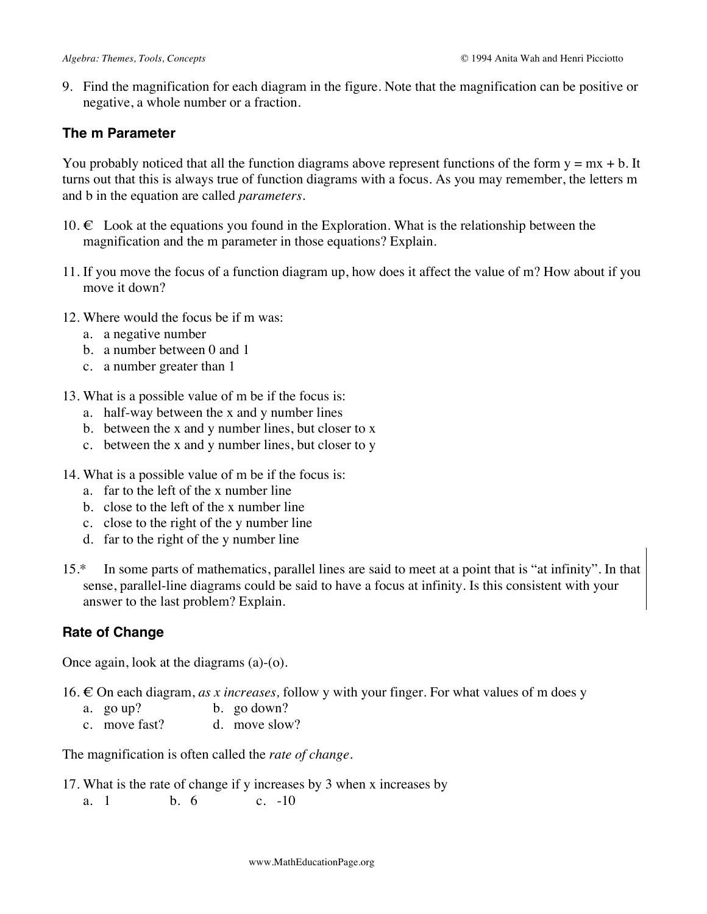9. Find the magnification for each diagram in the figure. Note that the magnification can be positive or negative, a whole number or a fraction.

### The m Parameter

You probably noticed that all the function diagrams above represent functions of the form $y = mx + b$. It turns out that this is always true of function diagrams with a focus. As you may remember, the letters m and b in the equation are called *parameters*.

10. € Look at the equations you found in the Exploration. What is the relationship between the magnification and the m parameter in those equations? Explain.

11. If you move the focus of a function diagram up, how does it affect the value of m? How about if you move it down?

12. Where would the focus be if m was:
    a. a negative number
    b. a number between 0 and 1
    c. a number greater than 1

13. What is a possible value of m be if the focus is:
    a. half-way between the x and y number lines
    b. between the x and y number lines, but closer to x
    c. between the x and y number lines, but closer to y

14. What is a possible value of m be if the focus is:
    a. far to the left of the x number line
    b. close to the left of the x number line
    c. close to the right of the y number line
    d. far to the right of the y number line

15.* In some parts of mathematics, parallel lines are said to meet at a point that is "at infinity". In that sense, parallel-line diagrams could be said to have a focus at infinity. Is this consistent with your answer to the last problem? Explain.

### Rate of Change

Once again, look at the diagrams (a)-(o).

16. € On each diagram, *as x increases,* follow y with your finger. For what values of m does y
    a. go up?
    b. go down?
    c. move fast?
    d. move slow?

The magnification is often called the *rate of change*.

17. What is the rate of change if y increases by 3 when x increases by
    a. 1
    b. 6
    c. -10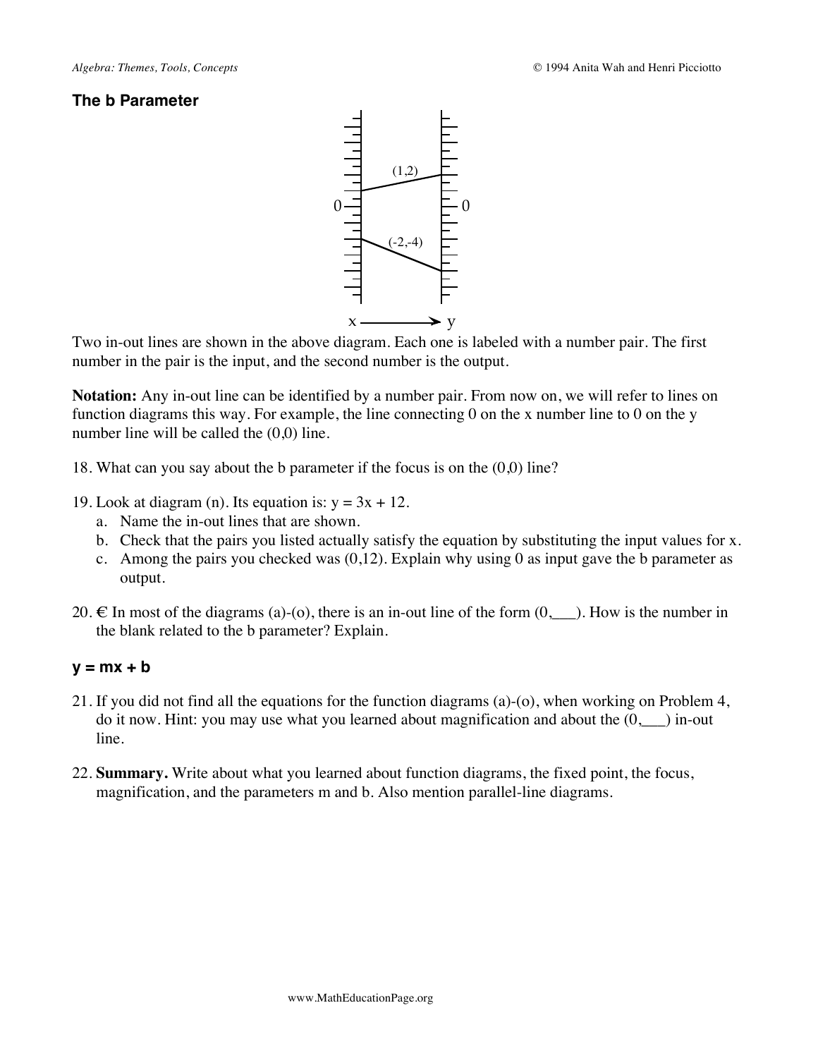### The b Parameter

(1,2)

0 0

(-2,-4)

x → y

Two in-out lines are shown in the above diagram. Each one is labeled with a number pair. The first number in the pair is the input, and the second number is the output.

**Notation:** Any in-out line can be identified by a number pair. From now on, we will refer to lines on function diagrams this way. For example, the line connecting 0 on the x number line to 0 on the y number line will be called the (0,0) line.

18. What can you say about the b parameter if the focus is on the (0,0) line?

19. Look at diagram (n). Its equation is: $y = 3x + 12$.
    a. Name the in-out lines that are shown.
    b. Check that the pairs you listed actually satisfy the equation by substituting the input values for x.
    c. Among the pairs you checked was (0,12). Explain why using 0 as input gave the b parameter as output.

20. € In most of the diagrams (a)-(o), there is an in-out line of the form (0,___). How is the number in the blank related to the b parameter? Explain.

### y = mx + b

21. If you did not find all the equations for the function diagrams (a)-(o), when working on Problem 4, do it now. Hint: you may use what you learned about magnification and about the (0,___) in-out line.

22. **Summary.** Write about what you learned about function diagrams, the fixed point, the focus, magnification, and the parameters m and b. Also mention parallel-line diagrams.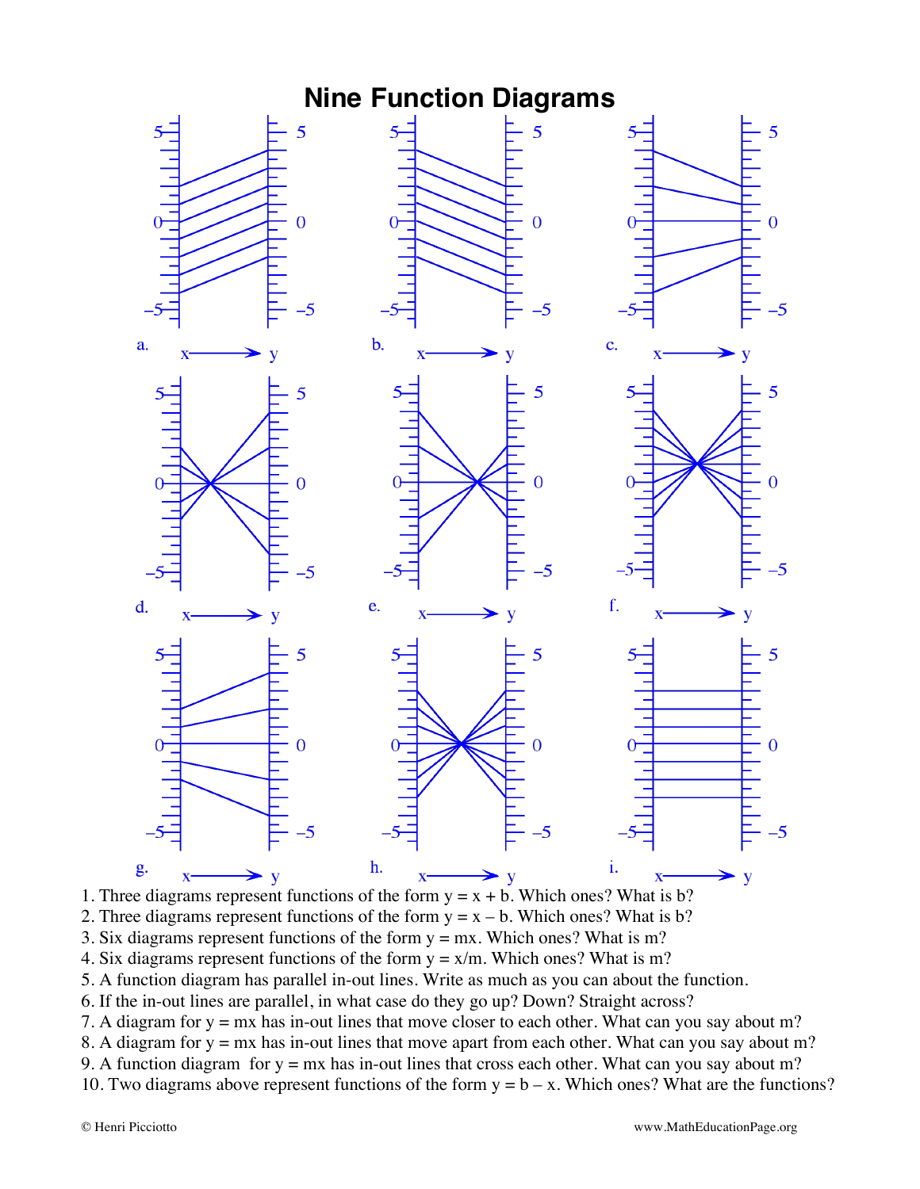# Nine Function Diagrams

5 5
0 0
–5 –5
a. x → y

5 5
0 0
–5 –5
b. x → y

5 5
0 0
–5 –5
c. x → y

5 5
0 0
–5 –5
d. x → y

5 5
0 0
–5 –5
e. x → y

5 5
0 0
–5 –5
f. x → y

5 5
0 0
–5 –5
g. x → y

5 5
0 0
–5 –5
h. x → y

5 5
0 0
–5 –5
i. x → y

1. Three diagrams represent functions of the form $y = x + b$. Which ones? What is b?
2. Three diagrams represent functions of the form $y = x – b$. Which ones? What is b?
3. Six diagrams represent functions of the form $y = mx$. Which ones? What is m?
4. Six diagrams represent functions of the form $y = x/m$. Which ones? What is m?
5. A function diagram has parallel in-out lines. Write as much as you can about the function.
6. If the in-out lines are parallel, in what case do they go up? Down? Straight across?
7. A diagram for $y = mx$ has in-out lines that move closer to each other. What can you say about m?
8. A diagram for $y = mx$ has in-out lines that move apart from each other. What can you say about m?
9. A function diagram for $y = mx$ has in-out lines that cross each other. What can you say about m?
10. Two diagrams above represent functions of the form $y = b – x$. Which ones? What are the functions?

© Henri Picciotto www.MathEducationPage.org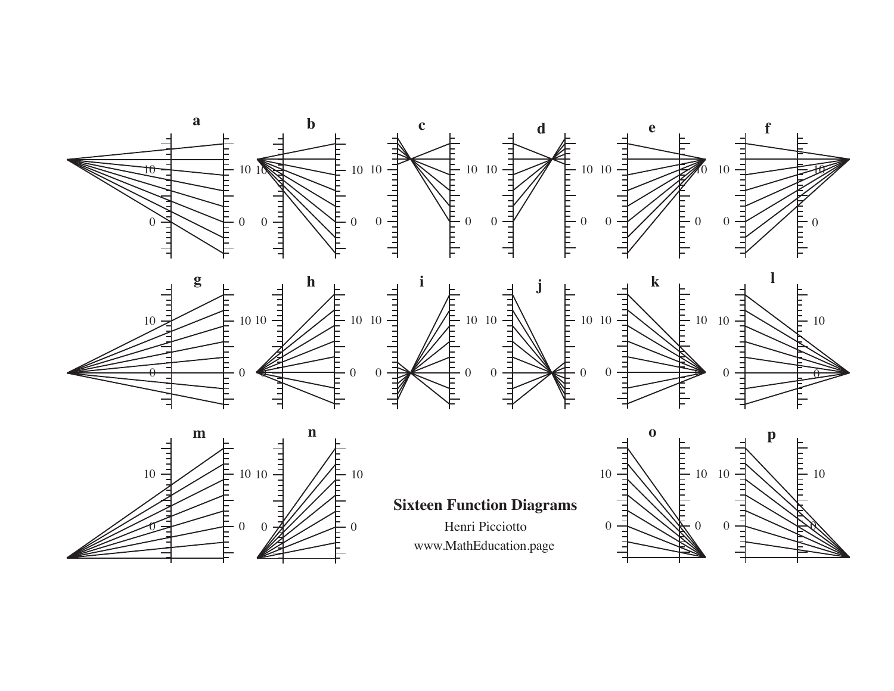**a**

10 10

0 0

**b**

10 10

0 0

**c**

10 10

0 0

**d**

10 10

0 0

**e**

10 10

0 0

**f**

10 10

0 0

**g**

10 10

0 0

**h**

10 10

0 0

**i**

10 10

0 0

**j**

10 10

0 0

**k**

10 10

0 0

**l**

10 10

0 0

**m**

10 10

0 0

**n**

10 10

0 0

**o**

10 10

0 0

**p**

10 10

0 0

**Sixteen Function Diagrams**

Henri Picciotto

www.MathEducation.page